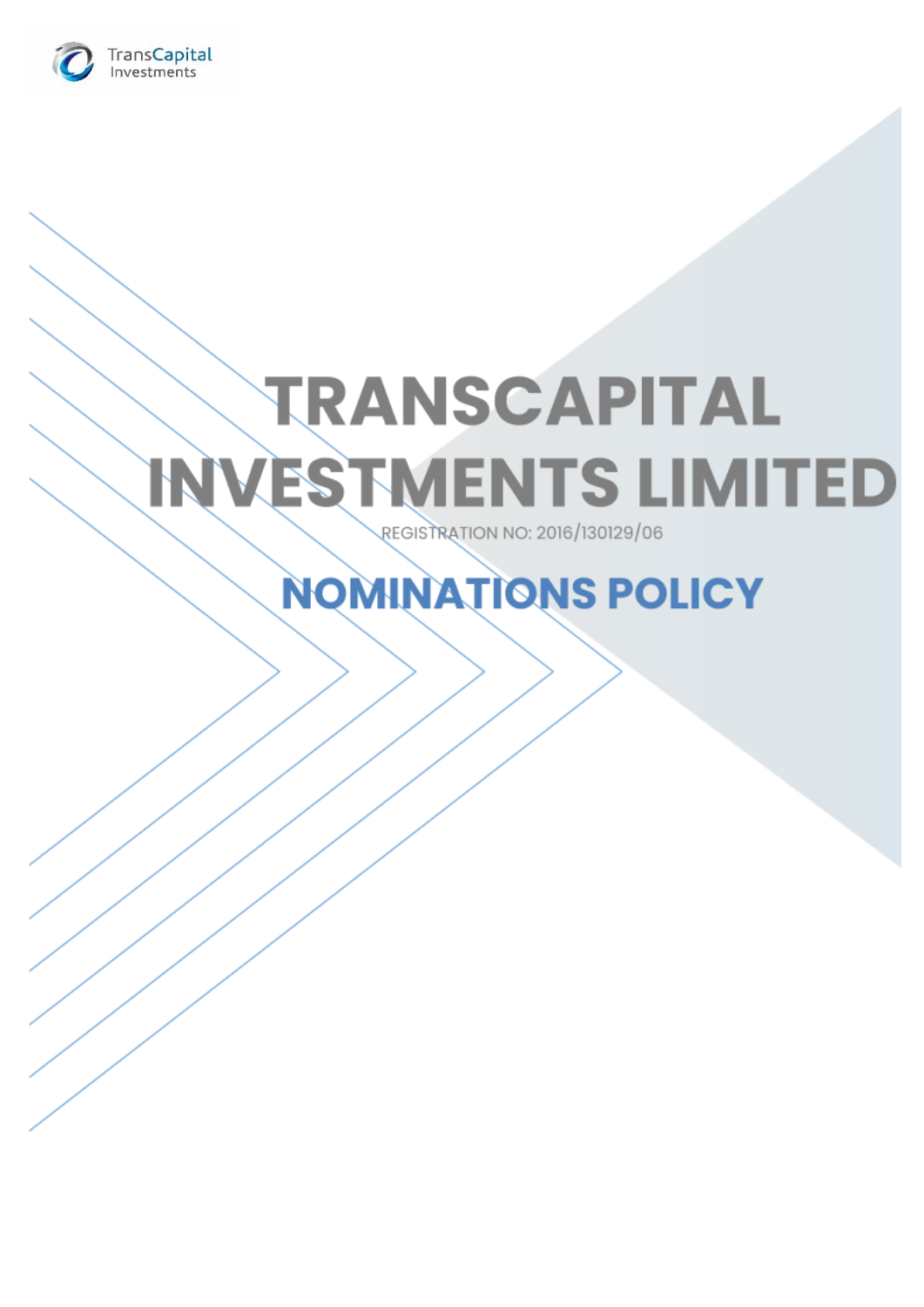TransCapital Investments

# TRANSCAPITAL INVESTMENTS LIMITED

REGISTRATION NO: 2016/130129/06

## NOMINATIONS POLICY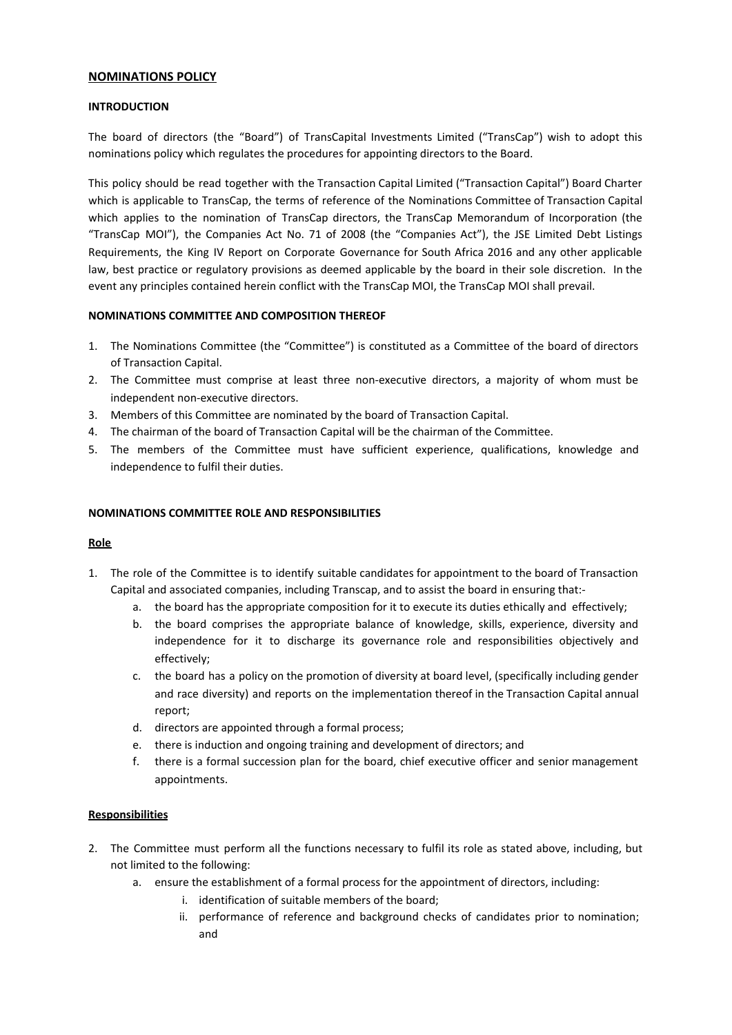# NOMINATIONS POLICY

## INTRODUCTION

The board of directors (the "Board") of TransCapital Investments Limited ("TransCap") wish to adopt this nominations policy which regulates the procedures for appointing directors to the Board.

This policy should be read together with the Transaction Capital Limited ("Transaction Capital") Board Charter which is applicable to TransCap, the terms of reference of the Nominations Committee of Transaction Capital which applies to the nomination of TransCap directors, the TransCap Memorandum of Incorporation (the "TransCap MOI"), the Companies Act No. 71 of 2008 (the "Companies Act"), the JSE Limited Debt Listings Requirements, the King IV Report on Corporate Governance for South Africa 2016 and any other applicable law, best practice or regulatory provisions as deemed applicable by the board in their sole discretion. In the event any principles contained herein conflict with the TransCap MOI, the TransCap MOI shall prevail.

## NOMINATIONS COMMITTEE AND COMPOSITION THEREOF

1. The Nominations Committee (the "Committee") is constituted as a Committee of the board of directors of Transaction Capital.
2. The Committee must comprise at least three non-executive directors, a majority of whom must be independent non-executive directors.
3. Members of this Committee are nominated by the board of Transaction Capital.
4. The chairman of the board of Transaction Capital will be the chairman of the Committee.
5. The members of the Committee must have sufficient experience, qualifications, knowledge and independence to fulfil their duties.

## NOMINATIONS COMMITTEE ROLE AND RESPONSIBILITIES

### Role

1. The role of the Committee is to identify suitable candidates for appointment to the board of Transaction Capital and associated companies, including Transcap, and to assist the board in ensuring that:-
   a. the board has the appropriate composition for it to execute its duties ethically and effectively;
   b. the board comprises the appropriate balance of knowledge, skills, experience, diversity and independence for it to discharge its governance role and responsibilities objectively and effectively;
   c. the board has a policy on the promotion of diversity at board level, (specifically including gender and race diversity) and reports on the implementation thereof in the Transaction Capital annual report;
   d. directors are appointed through a formal process;
   e. there is induction and ongoing training and development of directors; and
   f. there is a formal succession plan for the board, chief executive officer and senior management appointments.

### Responsibilities

2. The Committee must perform all the functions necessary to fulfil its role as stated above, including, but not limited to the following:
   a. ensure the establishment of a formal process for the appointment of directors, including:
      i. identification of suitable members of the board;
      ii. performance of reference and background checks of candidates prior to nomination; and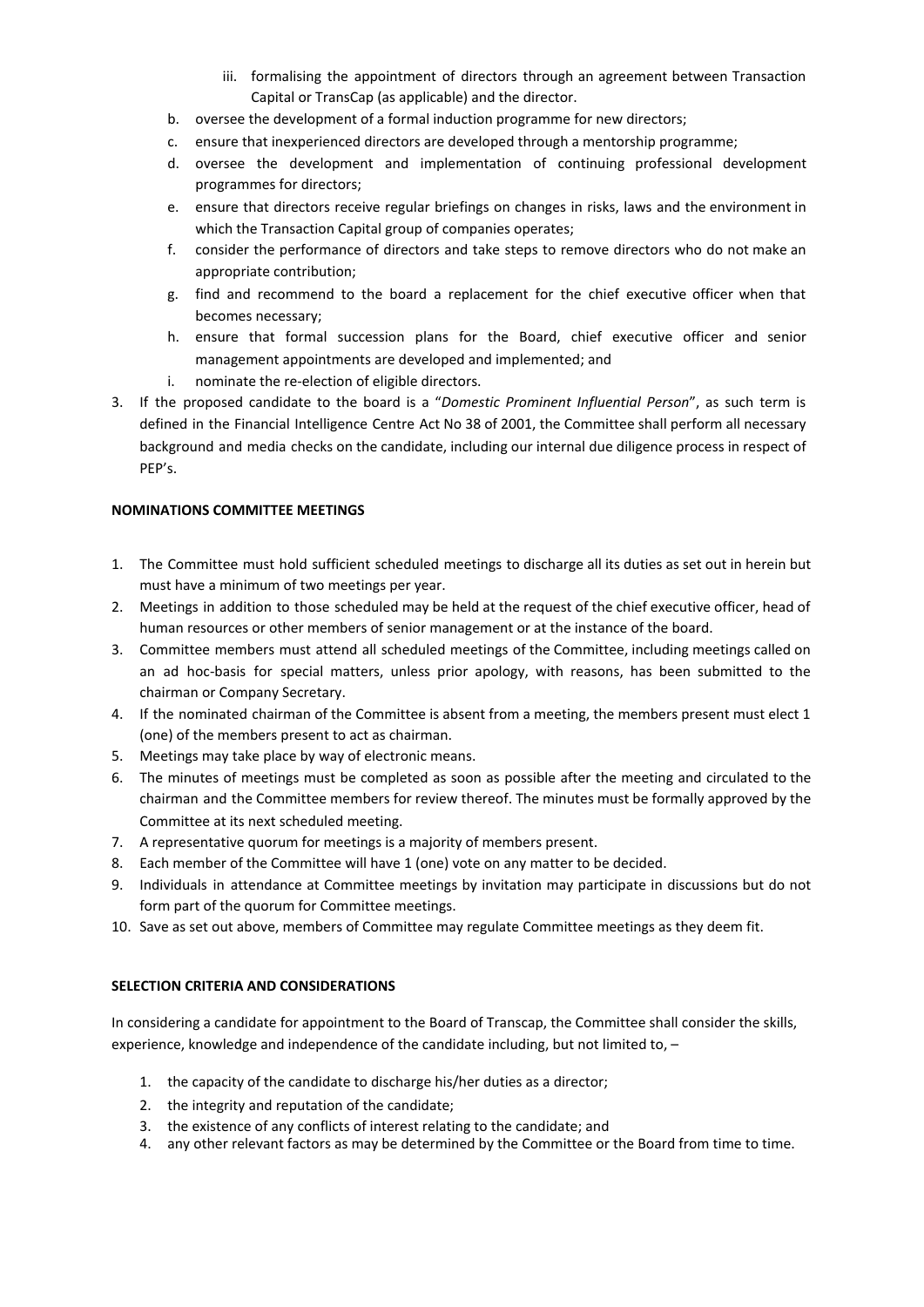iii. formalising the appointment of directors through an agreement between Transaction Capital or TransCap (as applicable) and the director.

b. oversee the development of a formal induction programme for new directors;
c. ensure that inexperienced directors are developed through a mentorship programme;
d. oversee the development and implementation of continuing professional development programmes for directors;
e. ensure that directors receive regular briefings on changes in risks, laws and the environment in which the Transaction Capital group of companies operates;
f. consider the performance of directors and take steps to remove directors who do not make an appropriate contribution;
g. find and recommend to the board a replacement for the chief executive officer when that becomes necessary;
h. ensure that formal succession plans for the Board, chief executive officer and senior management appointments are developed and implemented; and
i. nominate the re-election of eligible directors.

3. If the proposed candidate to the board is a "*Domestic Prominent Influential Person*", as such term is defined in the Financial Intelligence Centre Act No 38 of 2001, the Committee shall perform all necessary background and media checks on the candidate, including our internal due diligence process in respect of PEP's.

**NOMINATIONS COMMITTEE MEETINGS**

1. The Committee must hold sufficient scheduled meetings to discharge all its duties as set out in herein but must have a minimum of two meetings per year.
2. Meetings in addition to those scheduled may be held at the request of the chief executive officer, head of human resources or other members of senior management or at the instance of the board.
3. Committee members must attend all scheduled meetings of the Committee, including meetings called on an ad hoc-basis for special matters, unless prior apology, with reasons, has been submitted to the chairman or Company Secretary.
4. If the nominated chairman of the Committee is absent from a meeting, the members present must elect 1 (one) of the members present to act as chairman.
5. Meetings may take place by way of electronic means.
6. The minutes of meetings must be completed as soon as possible after the meeting and circulated to the chairman and the Committee members for review thereof. The minutes must be formally approved by the Committee at its next scheduled meeting.
7. A representative quorum for meetings is a majority of members present.
8. Each member of the Committee will have 1 (one) vote on any matter to be decided.
9. Individuals in attendance at Committee meetings by invitation may participate in discussions but do not form part of the quorum for Committee meetings.
10. Save as set out above, members of Committee may regulate Committee meetings as they deem fit.

**SELECTION CRITERIA AND CONSIDERATIONS**

In considering a candidate for appointment to the Board of Transcap, the Committee shall consider the skills, experience, knowledge and independence of the candidate including, but not limited to, –

1. the capacity of the candidate to discharge his/her duties as a director;
2. the integrity and reputation of the candidate;
3. the existence of any conflicts of interest relating to the candidate; and
4. any other relevant factors as may be determined by the Committee or the Board from time to time.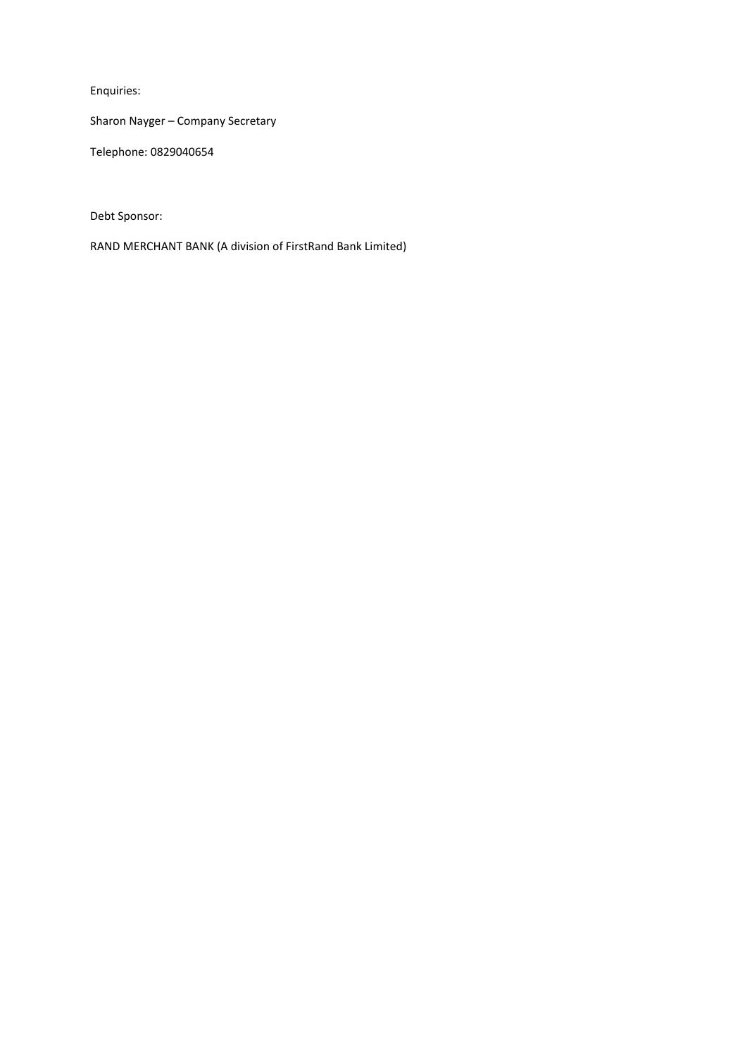Enquiries:

Sharon Nayger – Company Secretary

Telephone: 0829040654

Debt Sponsor:

RAND MERCHANT BANK (A division of FirstRand Bank Limited)